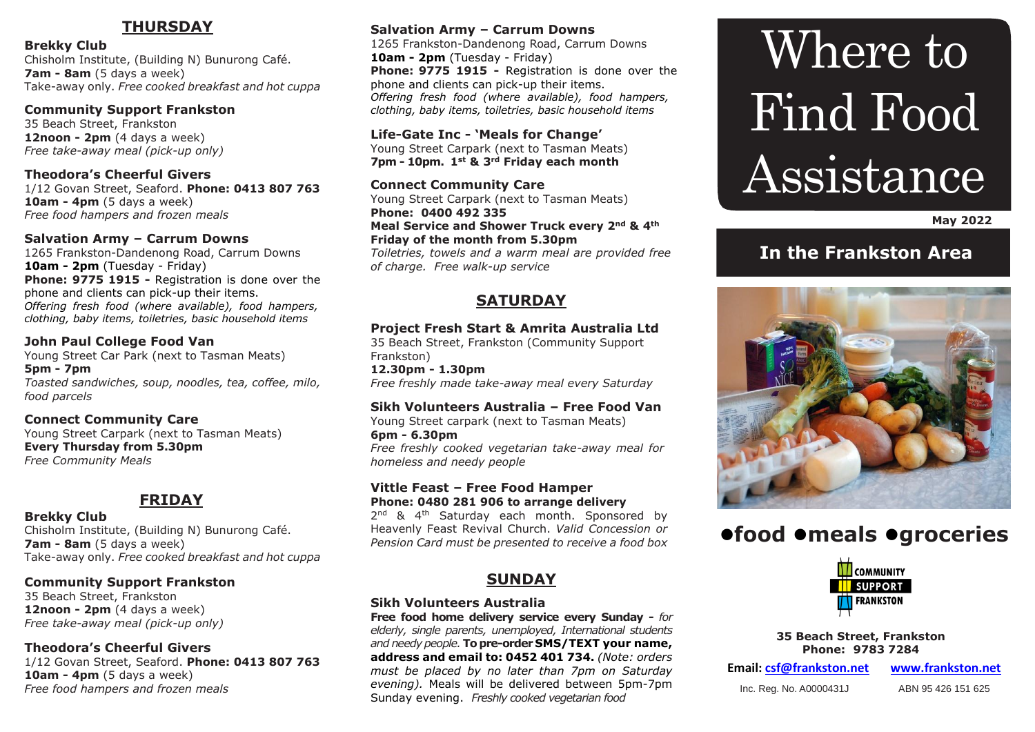## THURSDAY

**Brekky Club**
Chisholm Institute, (Building N) Bunurong Café.
**7am - 8am** (5 days a week)
Take-away only. *Free cooked breakfast and hot cuppa*

**Community Support Frankston**
35 Beach Street, Frankston
**12noon - 2pm** (4 days a week)
*Free take-away meal (pick-up only)*

**Theodora's Cheerful Givers**
1/12 Govan Street, Seaford. **Phone: 0413 807 763**
**10am - 4pm** (5 days a week)
*Free food hampers and frozen meals*

**Salvation Army – Carrum Downs**
1265 Frankston-Dandenong Road, Carrum Downs
**10am - 2pm** (Tuesday - Friday)
**Phone: 9775 1915 -** Registration is done over the phone and clients can pick-up their items.
*Offering fresh food (where available), food hampers, clothing, baby items, toiletries, basic household items*

**John Paul College Food Van**
Young Street Car Park (next to Tasman Meats)
**5pm - 7pm**
*Toasted sandwiches, soup, noodles, tea, coffee, milo, food parcels*

**Connect Community Care**
Young Street Carpark (next to Tasman Meats)
**Every Thursday from 5.30pm**
*Free Community Meals*

## FRIDAY

**Brekky Club**
Chisholm Institute, (Building N) Bunurong Café.
**7am - 8am** (5 days a week)
Take-away only. *Free cooked breakfast and hot cuppa*

**Community Support Frankston**
35 Beach Street, Frankston
**12noon - 2pm** (4 days a week)
*Free take-away meal (pick-up only)*

**Theodora's Cheerful Givers**
1/12 Govan Street, Seaford. **Phone: 0413 807 763**
**10am - 4pm** (5 days a week)
*Free food hampers and frozen meals*

**Salvation Army – Carrum Downs**
1265 Frankston-Dandenong Road, Carrum Downs
**10am - 2pm** (Tuesday - Friday)
**Phone: 9775 1915 -** Registration is done over the phone and clients can pick-up their items.
*Offering fresh food (where available), food hampers, clothing, baby items, toiletries, basic household items*

**Life-Gate Inc - 'Meals for Change'**
Young Street Carpark (next to Tasman Meats)
**7pm - 10pm. 1st & 3rd Friday each month**

**Connect Community Care**
Young Street Carpark (next to Tasman Meats)
**Phone: 0400 492 335**
**Meal Service and Shower Truck every 2nd & 4th Friday of the month from 5.30pm**
*Toiletries, towels and a warm meal are provided free of charge. Free walk-up service*

## SATURDAY

**Project Fresh Start & Amrita Australia Ltd**
35 Beach Street, Frankston (Community Support Frankston)
**12.30pm - 1.30pm**
*Free freshly made take-away meal every Saturday*

**Sikh Volunteers Australia – Free Food Van**
Young Street carpark (next to Tasman Meats)
**6pm - 6.30pm**
*Free freshly cooked vegetarian take-away meal for homeless and needy people*

**Vittle Feast – Free Food Hamper**
**Phone: 0480 281 906 to arrange delivery**
2nd & 4th Saturday each month. Sponsored by Heavenly Feast Revival Church. *Valid Concession or Pension Card must be presented to receive a food box*

## SUNDAY

**Sikh Volunteers Australia**
**Free food home delivery service every Sunday -** *for elderly, single parents, unemployed, International students and needy people.* **To pre-order SMS/TEXT your name, address and email to: 0452 401 734.** *(Note: orders must be placed by no later than 7pm on Saturday evening).* Meals will be delivered between 5pm-7pm Sunday evening. *Freshly cooked vegetarian food*

# Where to Find Food Assistance

**May 2022**

## In the Frankston Area

## •food •meals •groceries

COMMUNITY SUPPORT FRANKSTON

**35 Beach Street, Frankston**
**Phone: 9783 7284**

**Email: csf@frankston.net** **www.frankston.net**

Inc. Reg. No. A0000431J ABN 95 426 151 625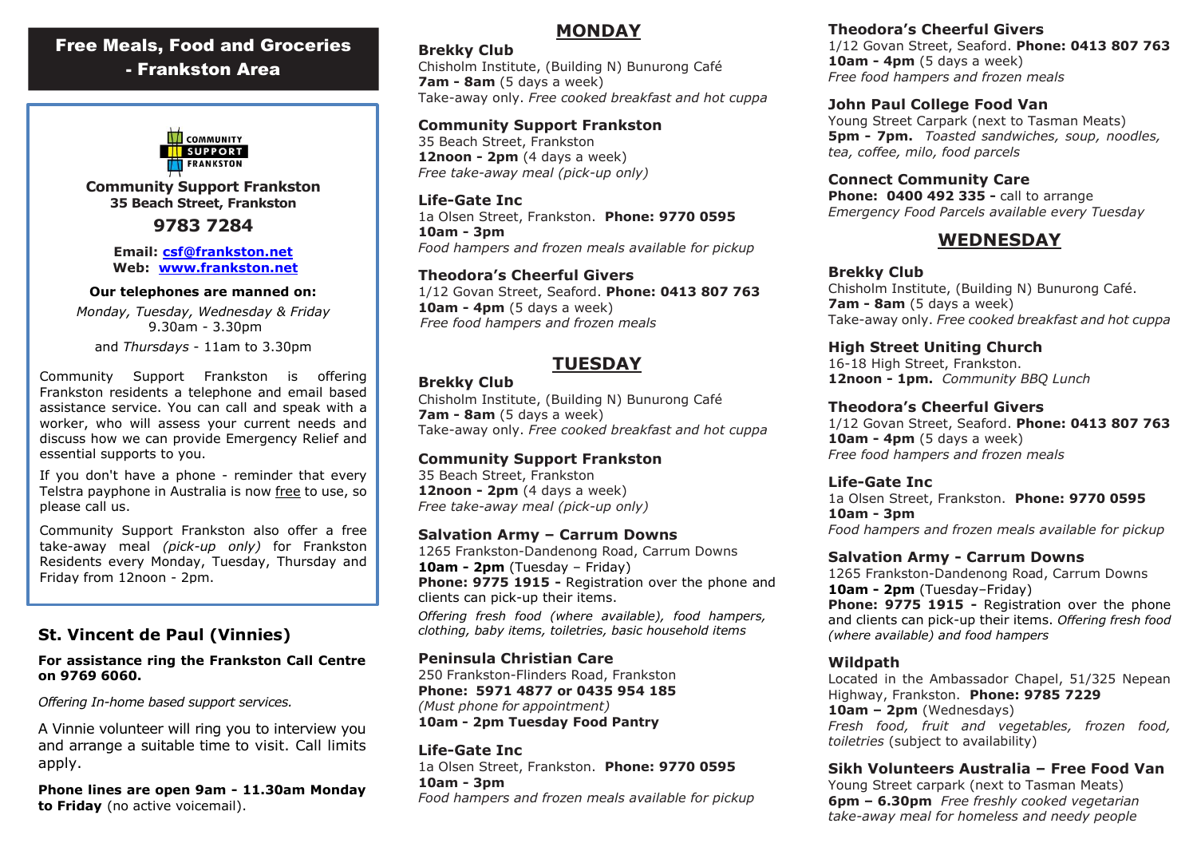# Free Meals, Food and Groceries - Frankston Area

**Community Support Frankston**
**35 Beach Street, Frankston**

## 9783 7284

**Email: csf@frankston.net**
**Web: www.frankston.net**

**Our telephones are manned on:**

*Monday, Tuesday, Wednesday & Friday*
9.30am - 3.30pm

and *Thursdays* - 11am to 3.30pm

Community Support Frankston is offering Frankston residents a telephone and email based assistance service. You can call and speak with a worker, who will assess your current needs and discuss how we can provide Emergency Relief and essential supports to you.

If you don't have a phone - reminder that every Telstra payphone in Australia is now free to use, so please call us.

Community Support Frankston also offer a free take-away meal *(pick-up only)* for Frankston Residents every Monday, Tuesday, Thursday and Friday from 12noon - 2pm.

## St. Vincent de Paul (Vinnies)

**For assistance ring the Frankston Call Centre on 9769 6060.**

*Offering In-home based support services.*

A Vinnie volunteer will ring you to interview you and arrange a suitable time to visit. Call limits apply.

**Phone lines are open 9am - 11.30am Monday to Friday** (no active voicemail).

## MONDAY

**Brekky Club**
Chisholm Institute, (Building N) Bunurong Café
**7am - 8am** (5 days a week)
Take-away only. *Free cooked breakfast and hot cuppa*

**Community Support Frankston**
35 Beach Street, Frankston
**12noon - 2pm** (4 days a week)
*Free take-away meal (pick-up only)*

**Life-Gate Inc**
1a Olsen Street, Frankston. **Phone: 9770 0595**
**10am - 3pm**
*Food hampers and frozen meals available for pickup*

**Theodora's Cheerful Givers**
1/12 Govan Street, Seaford. **Phone: 0413 807 763**
**10am - 4pm** (5 days a week)
*Free food hampers and frozen meals*

## TUESDAY

**Brekky Club**
Chisholm Institute, (Building N) Bunurong Café
**7am - 8am** (5 days a week)
Take-away only. *Free cooked breakfast and hot cuppa*

**Community Support Frankston**
35 Beach Street, Frankston
**12noon - 2pm** (4 days a week)
*Free take-away meal (pick-up only)*

**Salvation Army – Carrum Downs**
1265 Frankston-Dandenong Road, Carrum Downs
**10am - 2pm** (Tuesday – Friday)
**Phone: 9775 1915 -** Registration over the phone and clients can pick-up their items.
*Offering fresh food (where available), food hampers, clothing, baby items, toiletries, basic household items*

**Peninsula Christian Care**
250 Frankston-Flinders Road, Frankston
**Phone: 5971 4877 or 0435 954 185**
*(Must phone for appointment)*
**10am - 2pm Tuesday Food Pantry**

**Life-Gate Inc**
1a Olsen Street, Frankston. **Phone: 9770 0595**
**10am - 3pm**
*Food hampers and frozen meals available for pickup*

**Theodora's Cheerful Givers**
1/12 Govan Street, Seaford. **Phone: 0413 807 763**
**10am - 4pm** (5 days a week)
*Free food hampers and frozen meals*

**John Paul College Food Van**
Young Street Carpark (next to Tasman Meats)
**5pm - 7pm.** *Toasted sandwiches, soup, noodles, tea, coffee, milo, food parcels*

**Connect Community Care**
**Phone: 0400 492 335 -** call to arrange
*Emergency Food Parcels available every Tuesday*

## WEDNESDAY

**Brekky Club**
Chisholm Institute, (Building N) Bunurong Café.
**7am - 8am** (5 days a week)
Take-away only. *Free cooked breakfast and hot cuppa*

**High Street Uniting Church**
16-18 High Street, Frankston.
**12noon - 1pm.** *Community BBQ Lunch*

**Theodora's Cheerful Givers**
1/12 Govan Street, Seaford. **Phone: 0413 807 763**
**10am - 4pm** (5 days a week)
*Free food hampers and frozen meals*

**Life-Gate Inc**
1a Olsen Street, Frankston. **Phone: 9770 0595**
**10am - 3pm**
*Food hampers and frozen meals available for pickup*

**Salvation Army - Carrum Downs**
1265 Frankston-Dandenong Road, Carrum Downs
**10am - 2pm** (Tuesday–Friday)
**Phone: 9775 1915 -** Registration over the phone and clients can pick-up their items. *Offering fresh food (where available) and food hampers*

**Wildpath**
Located in the Ambassador Chapel, 51/325 Nepean Highway, Frankston. **Phone: 9785 7229**
**10am – 2pm** (Wednesdays)
*Fresh food, fruit and vegetables, frozen food, toiletries* (subject to availability)

**Sikh Volunteers Australia – Free Food Van**
Young Street carpark (next to Tasman Meats)
**6pm – 6.30pm** *Free freshly cooked vegetarian take-away meal for homeless and needy people*